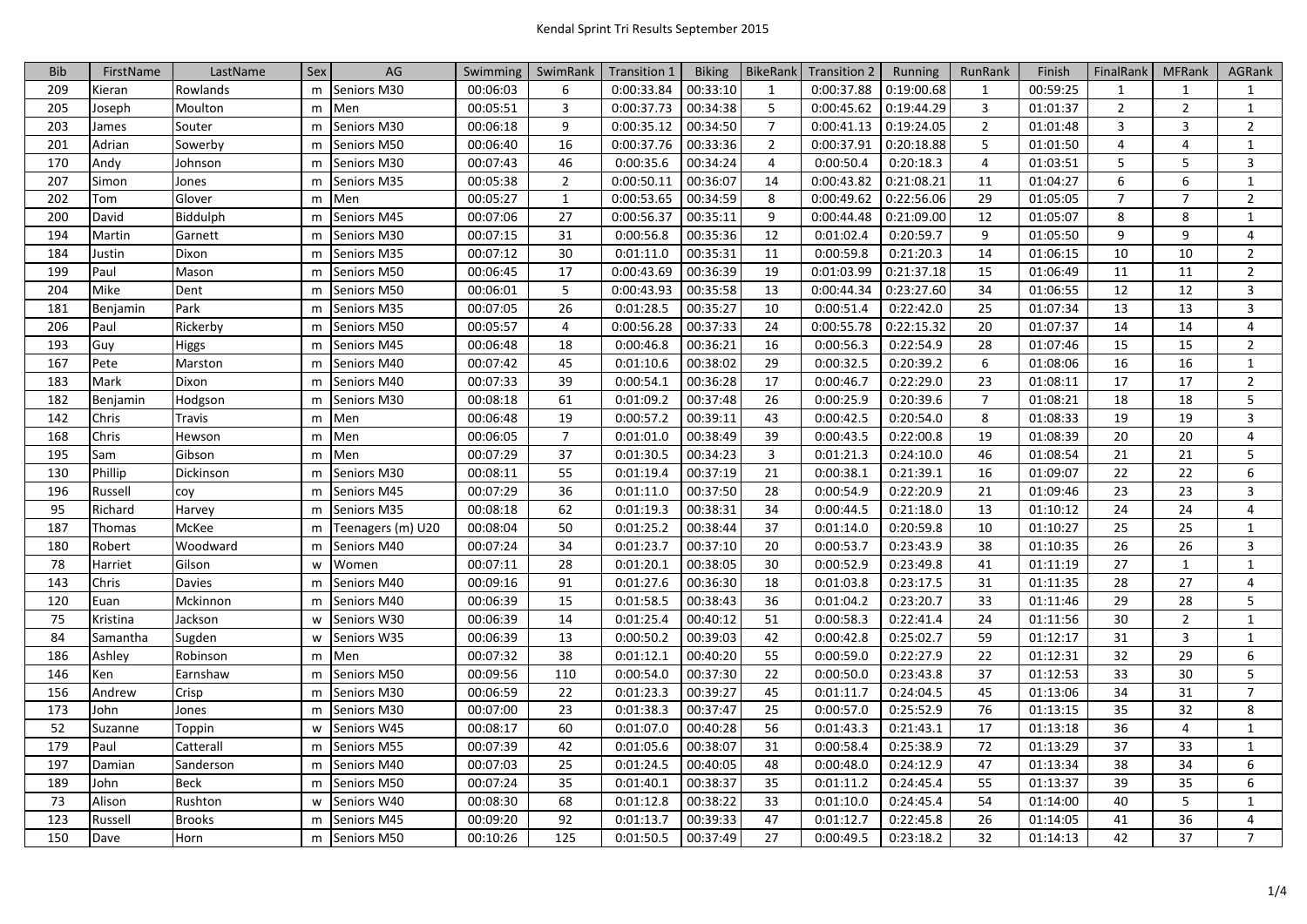# Kendal Sprint Tri Results September 2015

| Bib | FirstName | LastName | Sex | AG | Swimming | SwimRank | Transition 1 | Biking | BikeRank | Transition 2 | Running | RunRank | Finish | FinalRank | MFRank | AGRank |
|---|---|---|---|---|---|---|---|---|---|---|---|---|---|---|---|---|
| 209 | Kieran | Rowlands | m | Seniors M30 | 00:06:03 | 6 | 0:00:33.84 | 00:33:10 | 1 | 0:00:37.88 | 0:19:00.68 | 1 | 00:59:25 | 1 | 1 | 1 |
| 205 | Joseph | Moulton | m | Men | 00:05:51 | 3 | 0:00:37.73 | 00:34:38 | 5 | 0:00:45.62 | 0:19:44.29 | 3 | 01:01:37 | 2 | 2 | 1 |
| 203 | James | Souter | m | Seniors M30 | 00:06:18 | 9 | 0:00:35.12 | 00:34:50 | 7 | 0:00:41.13 | 0:19:24.05 | 2 | 01:01:48 | 3 | 3 | 2 |
| 201 | Adrian | Sowerby | m | Seniors M50 | 00:06:40 | 16 | 0:00:37.76 | 00:33:36 | 2 | 0:00:37.91 | 0:20:18.88 | 5 | 01:01:50 | 4 | 4 | 1 |
| 170 | Andy | Johnson | m | Seniors M30 | 00:07:43 | 46 | 0:00:35.6 | 00:34:24 | 4 | 0:00:50.4 | 0:20:18.3 | 4 | 01:03:51 | 5 | 5 | 3 |
| 207 | Simon | Jones | m | Seniors M35 | 00:05:38 | 2 | 0:00:50.11 | 00:36:07 | 14 | 0:00:43.82 | 0:21:08.21 | 11 | 01:04:27 | 6 | 6 | 1 |
| 202 | Tom | Glover | m | Men | 00:05:27 | 1 | 0:00:53.65 | 00:34:59 | 8 | 0:00:49.62 | 0:22:56.06 | 29 | 01:05:05 | 7 | 7 | 2 |
| 200 | David | Biddulph | m | Seniors M45 | 00:07:06 | 27 | 0:00:56.37 | 00:35:11 | 9 | 0:00:44.48 | 0:21:09.00 | 12 | 01:05:07 | 8 | 8 | 1 |
| 194 | Martin | Garnett | m | Seniors M30 | 00:07:15 | 31 | 0:00:56.8 | 00:35:36 | 12 | 0:01:02.4 | 0:20:59.7 | 9 | 01:05:50 | 9 | 9 | 4 |
| 184 | Justin | Dixon | m | Seniors M35 | 00:07:12 | 30 | 0:01:11.0 | 00:35:31 | 11 | 0:00:59.8 | 0:21:20.3 | 14 | 01:06:15 | 10 | 10 | 2 |
| 199 | Paul | Mason | m | Seniors M50 | 00:06:45 | 17 | 0:00:43.69 | 00:36:39 | 19 | 0:01:03.99 | 0:21:37.18 | 15 | 01:06:49 | 11 | 11 | 2 |
| 204 | Mike | Dent | m | Seniors M50 | 00:06:01 | 5 | 0:00:43.93 | 00:35:58 | 13 | 0:00:44.34 | 0:23:27.60 | 34 | 01:06:55 | 12 | 12 | 3 |
| 181 | Benjamin | Park | m | Seniors M35 | 00:07:05 | 26 | 0:01:28.5 | 00:35:27 | 10 | 0:00:51.4 | 0:22:42.0 | 25 | 01:07:34 | 13 | 13 | 3 |
| 206 | Paul | Rickerby | m | Seniors M50 | 00:05:57 | 4 | 0:00:56.28 | 00:37:33 | 24 | 0:00:55.78 | 0:22:15.32 | 20 | 01:07:37 | 14 | 14 | 4 |
| 193 | Guy | Higgs | m | Seniors M45 | 00:06:48 | 18 | 0:00:46.8 | 00:36:21 | 16 | 0:00:56.3 | 0:22:54.9 | 28 | 01:07:46 | 15 | 15 | 2 |
| 167 | Pete | Marston | m | Seniors M40 | 00:07:42 | 45 | 0:01:10.6 | 00:38:02 | 29 | 0:00:32.5 | 0:20:39.2 | 6 | 01:08:06 | 16 | 16 | 1 |
| 183 | Mark | Dixon | m | Seniors M40 | 00:07:33 | 39 | 0:00:54.1 | 00:36:28 | 17 | 0:00:46.7 | 0:22:29.0 | 23 | 01:08:11 | 17 | 17 | 2 |
| 182 | Benjamin | Hodgson | m | Seniors M30 | 00:08:18 | 61 | 0:01:09.2 | 00:37:48 | 26 | 0:00:25.9 | 0:20:39.6 | 7 | 01:08:21 | 18 | 18 | 5 |
| 142 | Chris | Travis | m | Men | 00:06:48 | 19 | 0:00:57.2 | 00:39:11 | 43 | 0:00:42.5 | 0:20:54.0 | 8 | 01:08:33 | 19 | 19 | 3 |
| 168 | Chris | Hewson | m | Men | 00:06:05 | 7 | 0:01:01.0 | 00:38:49 | 39 | 0:00:43.5 | 0:22:00.8 | 19 | 01:08:39 | 20 | 20 | 4 |
| 195 | Sam | Gibson | m | Men | 00:07:29 | 37 | 0:01:30.5 | 00:34:23 | 3 | 0:01:21.3 | 0:24:10.0 | 46 | 01:08:54 | 21 | 21 | 5 |
| 130 | Phillip | Dickinson | m | Seniors M30 | 00:08:11 | 55 | 0:01:19.4 | 00:37:19 | 21 | 0:00:38.1 | 0:21:39.1 | 16 | 01:09:07 | 22 | 22 | 6 |
| 196 | Russell | coy | m | Seniors M45 | 00:07:29 | 36 | 0:01:11.0 | 00:37:50 | 28 | 0:00:54.9 | 0:22:20.9 | 21 | 01:09:46 | 23 | 23 | 3 |
| 95 | Richard | Harvey | m | Seniors M35 | 00:08:18 | 62 | 0:01:19.3 | 00:38:31 | 34 | 0:00:44.5 | 0:21:18.0 | 13 | 01:10:12 | 24 | 24 | 4 |
| 187 | Thomas | McKee | m | Teenagers (m) U20 | 00:08:04 | 50 | 0:01:25.2 | 00:38:44 | 37 | 0:01:14.0 | 0:20:59.8 | 10 | 01:10:27 | 25 | 25 | 1 |
| 180 | Robert | Woodward | m | Seniors M40 | 00:07:24 | 34 | 0:01:23.7 | 00:37:10 | 20 | 0:00:53.7 | 0:23:43.9 | 38 | 01:10:35 | 26 | 26 | 3 |
| 78 | Harriet | Gilson | w | Women | 00:07:11 | 28 | 0:01:20.1 | 00:38:05 | 30 | 0:00:52.9 | 0:23:49.8 | 41 | 01:11:19 | 27 | 1 | 1 |
| 143 | Chris | Davies | m | Seniors M40 | 00:09:16 | 91 | 0:01:27.6 | 00:36:30 | 18 | 0:01:03.8 | 0:23:17.5 | 31 | 01:11:35 | 28 | 27 | 4 |
| 120 | Euan | Mckinnon | m | Seniors M40 | 00:06:39 | 15 | 0:01:58.5 | 00:38:43 | 36 | 0:01:04.2 | 0:23:20.7 | 33 | 01:11:46 | 29 | 28 | 5 |
| 75 | Kristina | Jackson | w | Seniors W30 | 00:06:39 | 14 | 0:01:25.4 | 00:40:12 | 51 | 0:00:58.3 | 0:22:41.4 | 24 | 01:11:56 | 30 | 2 | 1 |
| 84 | Samantha | Sugden | w | Seniors W35 | 00:06:39 | 13 | 0:00:50.2 | 00:39:03 | 42 | 0:00:42.8 | 0:25:02.7 | 59 | 01:12:17 | 31 | 3 | 1 |
| 186 | Ashley | Robinson | m | Men | 00:07:32 | 38 | 0:01:12.1 | 00:40:20 | 55 | 0:00:59.0 | 0:22:27.9 | 22 | 01:12:31 | 32 | 29 | 6 |
| 146 | Ken | Earnshaw | m | Seniors M50 | 00:09:56 | 110 | 0:00:54.0 | 00:37:30 | 22 | 0:00:50.0 | 0:23:43.8 | 37 | 01:12:53 | 33 | 30 | 5 |
| 156 | Andrew | Crisp | m | Seniors M30 | 00:06:59 | 22 | 0:01:23.3 | 00:39:27 | 45 | 0:01:11.7 | 0:24:04.5 | 45 | 01:13:06 | 34 | 31 | 7 |
| 173 | John | Jones | m | Seniors M30 | 00:07:00 | 23 | 0:01:38.3 | 00:37:47 | 25 | 0:00:57.0 | 0:25:52.9 | 76 | 01:13:15 | 35 | 32 | 8 |
| 52 | Suzanne | Toppin | w | Seniors W45 | 00:08:17 | 60 | 0:01:07.0 | 00:40:28 | 56 | 0:01:43.3 | 0:21:43.1 | 17 | 01:13:18 | 36 | 4 | 1 |
| 179 | Paul | Catterall | m | Seniors M55 | 00:07:39 | 42 | 0:01:05.6 | 00:38:07 | 31 | 0:00:58.4 | 0:25:38.9 | 72 | 01:13:29 | 37 | 33 | 1 |
| 197 | Damian | Sanderson | m | Seniors M40 | 00:07:03 | 25 | 0:01:24.5 | 00:40:05 | 48 | 0:00:48.0 | 0:24:12.9 | 47 | 01:13:34 | 38 | 34 | 6 |
| 189 | John | Beck | m | Seniors M50 | 00:07:24 | 35 | 0:01:40.1 | 00:38:37 | 35 | 0:01:11.2 | 0:24:45.4 | 55 | 01:13:37 | 39 | 35 | 6 |
| 73 | Alison | Rushton | w | Seniors W40 | 00:08:30 | 68 | 0:01:12.8 | 00:38:22 | 33 | 0:01:10.0 | 0:24:45.4 | 54 | 01:14:00 | 40 | 5 | 1 |
| 123 | Russell | Brooks | m | Seniors M45 | 00:09:20 | 92 | 0:01:13.7 | 00:39:33 | 47 | 0:01:12.7 | 0:22:45.8 | 26 | 01:14:05 | 41 | 36 | 4 |
| 150 | Dave | Horn | m | Seniors M50 | 00:10:26 | 125 | 0:01:50.5 | 00:37:49 | 27 | 0:00:49.5 | 0:23:18.2 | 32 | 01:14:13 | 42 | 37 | 7 |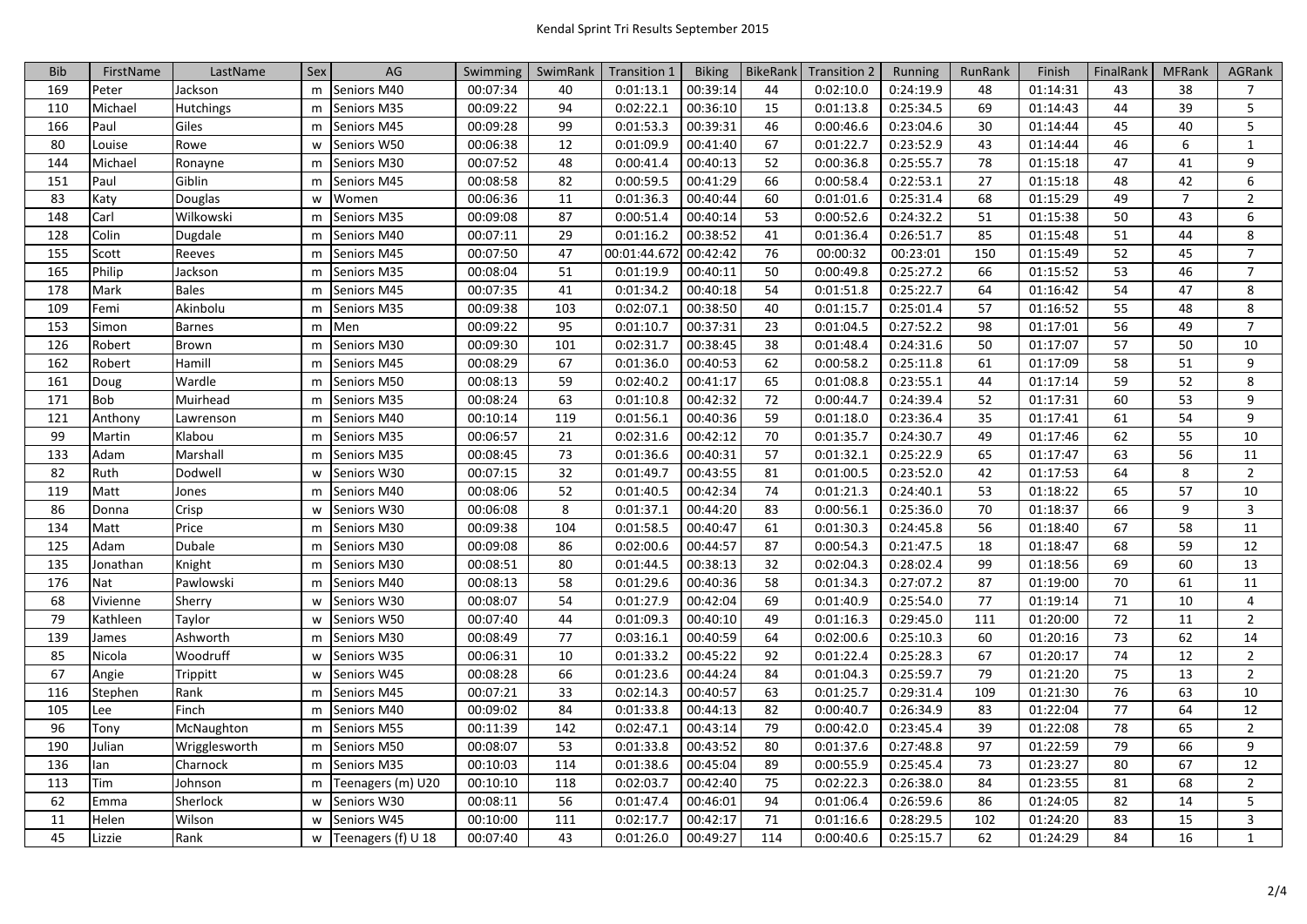| Bib | FirstName | LastName | Sex | AG | Swimming | SwimRank | Transition 1 | Biking | BikeRank | Transition 2 | Running | RunRank | Finish | FinalRank | MFRank | AGRank |
|---|---|---|---|---|---|---|---|---|---|---|---|---|---|---|---|---|
| 169 | Peter | Jackson | m | Seniors M40 | 00:07:34 | 40 | 0:01:13.1 | 00:39:14 | 44 | 0:02:10.0 | 0:24:19.9 | 48 | 01:14:31 | 43 | 38 | 7 |
| 110 | Michael | Hutchings | m | Seniors M35 | 00:09:22 | 94 | 0:02:22.1 | 00:36:10 | 15 | 0:01:13.8 | 0:25:34.5 | 69 | 01:14:43 | 44 | 39 | 5 |
| 166 | Paul | Giles | m | Seniors M45 | 00:09:28 | 99 | 0:01:53.3 | 00:39:31 | 46 | 0:00:46.6 | 0:23:04.6 | 30 | 01:14:44 | 45 | 40 | 5 |
| 80 | Louise | Rowe | w | Seniors W50 | 00:06:38 | 12 | 0:01:09.9 | 00:41:40 | 67 | 0:01:22.7 | 0:23:52.9 | 43 | 01:14:44 | 46 | 6 | 1 |
| 144 | Michael | Ronayne | m | Seniors M30 | 00:07:52 | 48 | 0:00:41.4 | 00:40:13 | 52 | 0:00:36.8 | 0:25:55.7 | 78 | 01:15:18 | 47 | 41 | 9 |
| 151 | Paul | Giblin | m | Seniors M45 | 00:08:58 | 82 | 0:00:59.5 | 00:41:29 | 66 | 0:00:58.4 | 0:22:53.1 | 27 | 01:15:18 | 48 | 42 | 6 |
| 83 | Katy | Douglas | w | Women | 00:06:36 | 11 | 0:01:36.3 | 00:40:44 | 60 | 0:01:01.6 | 0:25:31.4 | 68 | 01:15:29 | 49 | 7 | 2 |
| 148 | Carl | Wilkowski | m | Seniors M35 | 00:09:08 | 87 | 0:00:51.4 | 00:40:14 | 53 | 0:00:52.6 | 0:24:32.2 | 51 | 01:15:38 | 50 | 43 | 6 |
| 128 | Colin | Dugdale | m | Seniors M40 | 00:07:11 | 29 | 0:01:16.2 | 00:38:52 | 41 | 0:01:36.4 | 0:26:51.7 | 85 | 01:15:48 | 51 | 44 | 8 |
| 155 | Scott | Reeves | m | Seniors M45 | 00:07:50 | 47 | 00:01:44.672 | 00:42:42 | 76 | 00:00:32 | 00:23:01 | 150 | 01:15:49 | 52 | 45 | 7 |
| 165 | Philip | Jackson | m | Seniors M35 | 00:08:04 | 51 | 0:01:19.9 | 00:40:11 | 50 | 0:00:49.8 | 0:25:27.2 | 66 | 01:15:52 | 53 | 46 | 7 |
| 178 | Mark | Bales | m | Seniors M45 | 00:07:35 | 41 | 0:01:34.2 | 00:40:18 | 54 | 0:01:51.8 | 0:25:22.7 | 64 | 01:16:42 | 54 | 47 | 8 |
| 109 | Femi | Akinbolu | m | Seniors M35 | 00:09:38 | 103 | 0:02:07.1 | 00:38:50 | 40 | 0:01:15.7 | 0:25:01.4 | 57 | 01:16:52 | 55 | 48 | 8 |
| 153 | Simon | Barnes | m | Men | 00:09:22 | 95 | 0:01:10.7 | 00:37:31 | 23 | 0:01:04.5 | 0:27:52.2 | 98 | 01:17:01 | 56 | 49 | 7 |
| 126 | Robert | Brown | m | Seniors M30 | 00:09:30 | 101 | 0:02:31.7 | 00:38:45 | 38 | 0:01:48.4 | 0:24:31.6 | 50 | 01:17:07 | 57 | 50 | 10 |
| 162 | Robert | Hamill | m | Seniors M45 | 00:08:29 | 67 | 0:01:36.0 | 00:40:53 | 62 | 0:00:58.2 | 0:25:11.8 | 61 | 01:17:09 | 58 | 51 | 9 |
| 161 | Doug | Wardle | m | Seniors M50 | 00:08:13 | 59 | 0:02:40.2 | 00:41:17 | 65 | 0:01:08.8 | 0:23:55.1 | 44 | 01:17:14 | 59 | 52 | 8 |
| 171 | Bob | Muirhead | m | Seniors M35 | 00:08:24 | 63 | 0:01:10.8 | 00:42:32 | 72 | 0:00:44.7 | 0:24:39.4 | 52 | 01:17:31 | 60 | 53 | 9 |
| 121 | Anthony | Lawrenson | m | Seniors M40 | 00:10:14 | 119 | 0:01:56.1 | 00:40:36 | 59 | 0:01:18.0 | 0:23:36.4 | 35 | 01:17:41 | 61 | 54 | 9 |
| 99 | Martin | Klabou | m | Seniors M35 | 00:06:57 | 21 | 0:02:31.6 | 00:42:12 | 70 | 0:01:35.7 | 0:24:30.7 | 49 | 01:17:46 | 62 | 55 | 10 |
| 133 | Adam | Marshall | m | Seniors M35 | 00:08:45 | 73 | 0:01:36.6 | 00:40:31 | 57 | 0:01:32.1 | 0:25:22.9 | 65 | 01:17:47 | 63 | 56 | 11 |
| 82 | Ruth | Dodwell | w | Seniors W30 | 00:07:15 | 32 | 0:01:49.7 | 00:43:55 | 81 | 0:01:00.5 | 0:23:52.0 | 42 | 01:17:53 | 64 | 8 | 2 |
| 119 | Matt | Jones | m | Seniors M40 | 00:08:06 | 52 | 0:01:40.5 | 00:42:34 | 74 | 0:01:21.3 | 0:24:40.1 | 53 | 01:18:22 | 65 | 57 | 10 |
| 86 | Donna | Crisp | w | Seniors W30 | 00:06:08 | 8 | 0:01:37.1 | 00:44:20 | 83 | 0:00:56.1 | 0:25:36.0 | 70 | 01:18:37 | 66 | 9 | 3 |
| 134 | Matt | Price | m | Seniors M30 | 00:09:38 | 104 | 0:01:58.5 | 00:40:47 | 61 | 0:01:30.3 | 0:24:45.8 | 56 | 01:18:40 | 67 | 58 | 11 |
| 125 | Adam | Dubale | m | Seniors M30 | 00:09:08 | 86 | 0:02:00.6 | 00:44:57 | 87 | 0:00:54.3 | 0:21:47.5 | 18 | 01:18:47 | 68 | 59 | 12 |
| 135 | Jonathan | Knight | m | Seniors M30 | 00:08:51 | 80 | 0:01:44.5 | 00:38:13 | 32 | 0:02:04.3 | 0:28:02.4 | 99 | 01:18:56 | 69 | 60 | 13 |
| 176 | Nat | Pawlowski | m | Seniors M40 | 00:08:13 | 58 | 0:01:29.6 | 00:40:36 | 58 | 0:01:34.3 | 0:27:07.2 | 87 | 01:19:00 | 70 | 61 | 11 |
| 68 | Vivienne | Sherry | w | Seniors W30 | 00:08:07 | 54 | 0:01:27.9 | 00:42:04 | 69 | 0:01:40.9 | 0:25:54.0 | 77 | 01:19:14 | 71 | 10 | 4 |
| 79 | Kathleen | Taylor | w | Seniors W50 | 00:07:40 | 44 | 0:01:09.3 | 00:40:10 | 49 | 0:01:16.3 | 0:29:45.0 | 111 | 01:20:00 | 72 | 11 | 2 |
| 139 | James | Ashworth | m | Seniors M30 | 00:08:49 | 77 | 0:03:16.1 | 00:40:59 | 64 | 0:02:00.6 | 0:25:10.3 | 60 | 01:20:16 | 73 | 62 | 14 |
| 85 | Nicola | Woodruff | w | Seniors W35 | 00:06:31 | 10 | 0:01:33.2 | 00:45:22 | 92 | 0:01:22.4 | 0:25:28.3 | 67 | 01:20:17 | 74 | 12 | 2 |
| 67 | Angie | Trippitt | w | Seniors W45 | 00:08:28 | 66 | 0:01:23.6 | 00:44:24 | 84 | 0:01:04.3 | 0:25:59.7 | 79 | 01:21:20 | 75 | 13 | 2 |
| 116 | Stephen | Rank | m | Seniors M45 | 00:07:21 | 33 | 0:02:14.3 | 00:40:57 | 63 | 0:01:25.7 | 0:29:31.4 | 109 | 01:21:30 | 76 | 63 | 10 |
| 105 | Lee | Finch | m | Seniors M40 | 00:09:02 | 84 | 0:01:33.8 | 00:44:13 | 82 | 0:00:40.7 | 0:26:34.9 | 83 | 01:22:04 | 77 | 64 | 12 |
| 96 | Tony | McNaughton | m | Seniors M55 | 00:11:39 | 142 | 0:02:47.1 | 00:43:14 | 79 | 0:00:42.0 | 0:23:45.4 | 39 | 01:22:08 | 78 | 65 | 2 |
| 190 | Julian | Wrigglesworth | m | Seniors M50 | 00:08:07 | 53 | 0:01:33.8 | 00:43:52 | 80 | 0:01:37.6 | 0:27:48.8 | 97 | 01:22:59 | 79 | 66 | 9 |
| 136 | Ian | Charnock | m | Seniors M35 | 00:10:03 | 114 | 0:01:38.6 | 00:45:04 | 89 | 0:00:55.9 | 0:25:45.4 | 73 | 01:23:27 | 80 | 67 | 12 |
| 113 | Tim | Johnson | m | Teenagers (m) U20 | 00:10:10 | 118 | 0:02:03.7 | 00:42:40 | 75 | 0:02:22.3 | 0:26:38.0 | 84 | 01:23:55 | 81 | 68 | 2 |
| 62 | Emma | Sherlock | w | Seniors W30 | 00:08:11 | 56 | 0:01:47.4 | 00:46:01 | 94 | 0:01:06.4 | 0:26:59.6 | 86 | 01:24:05 | 82 | 14 | 5 |
| 11 | Helen | Wilson | w | Seniors W45 | 00:10:00 | 111 | 0:02:17.7 | 00:42:17 | 71 | 0:01:16.6 | 0:28:29.5 | 102 | 01:24:20 | 83 | 15 | 3 |
| 45 | Lizzie | Rank | w | Teenagers (f) U 18 | 00:07:40 | 43 | 0:01:26.0 | 00:49:27 | 114 | 0:00:40.6 | 0:25:15.7 | 62 | 01:24:29 | 84 | 16 | 1 |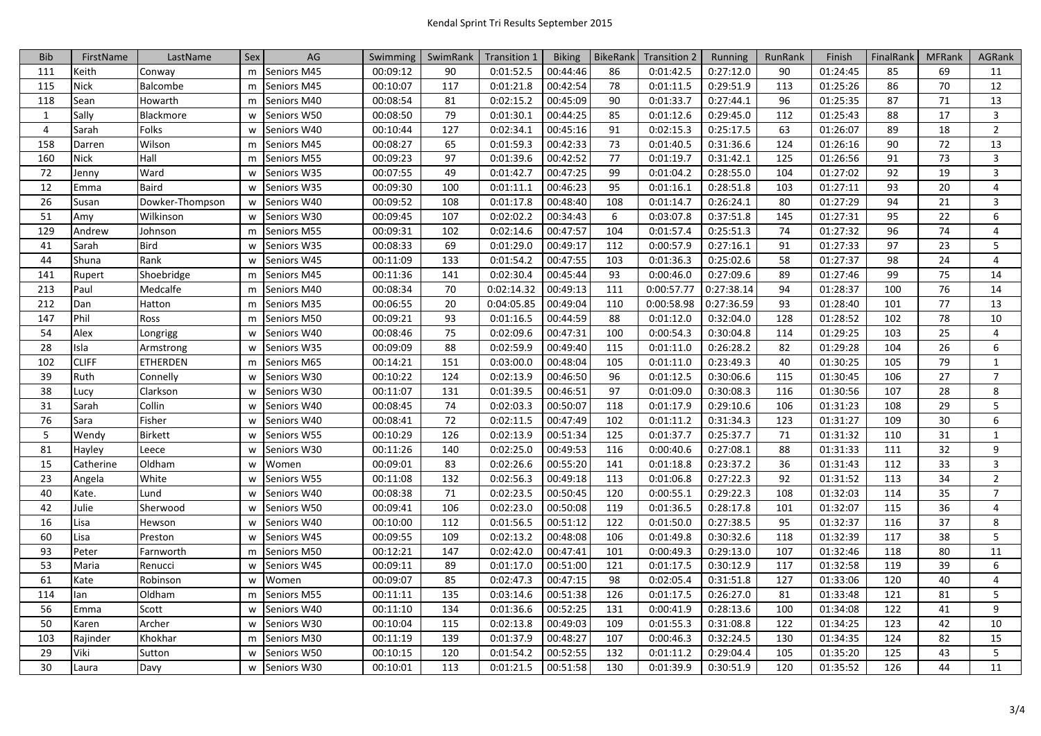# Kendal Sprint Tri Results September 2015

| Bib | FirstName | LastName | Sex | AG | Swimming | SwimRank | Transition 1 | Biking | BikeRank | Transition 2 | Running | RunRank | Finish | FinalRank | MFRank | AGRank |
|---|---|---|---|---|---|---|---|---|---|---|---|---|---|---|---|---|
| 111 | Keith | Conway | m | Seniors M45 | 00:09:12 | 90 | 0:01:52.5 | 00:44:46 | 86 | 0:01:42.5 | 0:27:12.0 | 90 | 01:24:45 | 85 | 69 | 11 |
| 115 | Nick | Balcombe | m | Seniors M45 | 00:10:07 | 117 | 0:01:21.8 | 00:42:54 | 78 | 0:01:11.5 | 0:29:51.9 | 113 | 01:25:26 | 86 | 70 | 12 |
| 118 | Sean | Howarth | m | Seniors M40 | 00:08:54 | 81 | 0:02:15.2 | 00:45:09 | 90 | 0:01:33.7 | 0:27:44.1 | 96 | 01:25:35 | 87 | 71 | 13 |
| 1 | Sally | Blackmore | w | Seniors W50 | 00:08:50 | 79 | 0:01:30.1 | 00:44:25 | 85 | 0:01:12.6 | 0:29:45.0 | 112 | 01:25:43 | 88 | 17 | 3 |
| 4 | Sarah | Folks | w | Seniors W40 | 00:10:44 | 127 | 0:02:34.1 | 00:45:16 | 91 | 0:02:15.3 | 0:25:17.5 | 63 | 01:26:07 | 89 | 18 | 2 |
| 158 | Darren | Wilson | m | Seniors M45 | 00:08:27 | 65 | 0:01:59.3 | 00:42:33 | 73 | 0:01:40.5 | 0:31:36.6 | 124 | 01:26:16 | 90 | 72 | 13 |
| 160 | Nick | Hall | m | Seniors M55 | 00:09:23 | 97 | 0:01:39.6 | 00:42:52 | 77 | 0:01:19.7 | 0:31:42.1 | 125 | 01:26:56 | 91 | 73 | 3 |
| 72 | Jenny | Ward | w | Seniors W35 | 00:07:55 | 49 | 0:01:42.7 | 00:47:25 | 99 | 0:01:04.2 | 0:28:55.0 | 104 | 01:27:02 | 92 | 19 | 3 |
| 12 | Emma | Baird | w | Seniors W35 | 00:09:30 | 100 | 0:01:11.1 | 00:46:23 | 95 | 0:01:16.1 | 0:28:51.8 | 103 | 01:27:11 | 93 | 20 | 4 |
| 26 | Susan | Dowker-Thompson | w | Seniors W40 | 00:09:52 | 108 | 0:01:17.8 | 00:48:40 | 108 | 0:01:14.7 | 0:26:24.1 | 80 | 01:27:29 | 94 | 21 | 3 |
| 51 | Amy | Wilkinson | w | Seniors W30 | 00:09:45 | 107 | 0:02:02.2 | 00:34:43 | 6 | 0:03:07.8 | 0:37:51.8 | 145 | 01:27:31 | 95 | 22 | 6 |
| 129 | Andrew | Johnson | m | Seniors M55 | 00:09:31 | 102 | 0:02:14.6 | 00:47:57 | 104 | 0:01:57.4 | 0:25:51.3 | 74 | 01:27:32 | 96 | 74 | 4 |
| 41 | Sarah | Bird | w | Seniors W35 | 00:08:33 | 69 | 0:01:29.0 | 00:49:17 | 112 | 0:00:57.9 | 0:27:16.1 | 91 | 01:27:33 | 97 | 23 | 5 |
| 44 | Shuna | Rank | w | Seniors W45 | 00:11:09 | 133 | 0:01:54.2 | 00:47:55 | 103 | 0:01:36.3 | 0:25:02.6 | 58 | 01:27:37 | 98 | 24 | 4 |
| 141 | Rupert | Shoebridge | m | Seniors M45 | 00:11:36 | 141 | 0:02:30.4 | 00:45:44 | 93 | 0:00:46.0 | 0:27:09.6 | 89 | 01:27:46 | 99 | 75 | 14 |
| 213 | Paul | Medcalfe | m | Seniors M40 | 00:08:34 | 70 | 0:02:14.32 | 00:49:13 | 111 | 0:00:57.77 | 0:27:38.14 | 94 | 01:28:37 | 100 | 76 | 14 |
| 212 | Dan | Hatton | m | Seniors M35 | 00:06:55 | 20 | 0:04:05.85 | 00:49:04 | 110 | 0:00:58.98 | 0:27:36.59 | 93 | 01:28:40 | 101 | 77 | 13 |
| 147 | Phil | Ross | m | Seniors M50 | 00:09:21 | 93 | 0:01:16.5 | 00:44:59 | 88 | 0:01:12.0 | 0:32:04.0 | 128 | 01:28:52 | 102 | 78 | 10 |
| 54 | Alex | Longrigg | w | Seniors W40 | 00:08:46 | 75 | 0:02:09.6 | 00:47:31 | 100 | 0:00:54.3 | 0:30:04.8 | 114 | 01:29:25 | 103 | 25 | 4 |
| 28 | Isla | Armstrong | w | Seniors W35 | 00:09:09 | 88 | 0:02:59.9 | 00:49:40 | 115 | 0:01:11.0 | 0:26:28.2 | 82 | 01:29:28 | 104 | 26 | 6 |
| 102 | CLIFF | ETHERDEN | m | Seniors M65 | 00:14:21 | 151 | 0:03:00.0 | 00:48:04 | 105 | 0:01:11.0 | 0:23:49.3 | 40 | 01:30:25 | 105 | 79 | 1 |
| 39 | Ruth | Connelly | w | Seniors W30 | 00:10:22 | 124 | 0:02:13.9 | 00:46:50 | 96 | 0:01:12.5 | 0:30:06.6 | 115 | 01:30:45 | 106 | 27 | 7 |
| 38 | Lucy | Clarkson | w | Seniors W30 | 00:11:07 | 131 | 0:01:39.5 | 00:46:51 | 97 | 0:01:09.0 | 0:30:08.3 | 116 | 01:30:56 | 107 | 28 | 8 |
| 31 | Sarah | Collin | w | Seniors W40 | 00:08:45 | 74 | 0:02:03.3 | 00:50:07 | 118 | 0:01:17.9 | 0:29:10.6 | 106 | 01:31:23 | 108 | 29 | 5 |
| 76 | Sara | Fisher | w | Seniors W40 | 00:08:41 | 72 | 0:02:11.5 | 00:47:49 | 102 | 0:01:11.2 | 0:31:34.3 | 123 | 01:31:27 | 109 | 30 | 6 |
| 5 | Wendy | Birkett | w | Seniors W55 | 00:10:29 | 126 | 0:02:13.9 | 00:51:34 | 125 | 0:01:37.7 | 0:25:37.7 | 71 | 01:31:32 | 110 | 31 | 1 |
| 81 | Hayley | Leece | w | Seniors W30 | 00:11:26 | 140 | 0:02:25.0 | 00:49:53 | 116 | 0:00:40.6 | 0:27:08.1 | 88 | 01:31:33 | 111 | 32 | 9 |
| 15 | Catherine | Oldham | w | Women | 00:09:01 | 83 | 0:02:26.6 | 00:55:20 | 141 | 0:01:18.8 | 0:23:37.2 | 36 | 01:31:43 | 112 | 33 | 3 |
| 23 | Angela | White | w | Seniors W55 | 00:11:08 | 132 | 0:02:56.3 | 00:49:18 | 113 | 0:01:06.8 | 0:27:22.3 | 92 | 01:31:52 | 113 | 34 | 2 |
| 40 | Kate. | Lund | w | Seniors W40 | 00:08:38 | 71 | 0:02:23.5 | 00:50:45 | 120 | 0:00:55.1 | 0:29:22.3 | 108 | 01:32:03 | 114 | 35 | 7 |
| 42 | Julie | Sherwood | w | Seniors W50 | 00:09:41 | 106 | 0:02:23.0 | 00:50:08 | 119 | 0:01:36.5 | 0:28:17.8 | 101 | 01:32:07 | 115 | 36 | 4 |
| 16 | Lisa | Hewson | w | Seniors W40 | 00:10:00 | 112 | 0:01:56.5 | 00:51:12 | 122 | 0:01:50.0 | 0:27:38.5 | 95 | 01:32:37 | 116 | 37 | 8 |
| 60 | Lisa | Preston | w | Seniors W45 | 00:09:55 | 109 | 0:02:13.2 | 00:48:08 | 106 | 0:01:49.8 | 0:30:32.6 | 118 | 01:32:39 | 117 | 38 | 5 |
| 93 | Peter | Farnworth | m | Seniors M50 | 00:12:21 | 147 | 0:02:42.0 | 00:47:41 | 101 | 0:00:49.3 | 0:29:13.0 | 107 | 01:32:46 | 118 | 80 | 11 |
| 53 | Maria | Renucci | w | Seniors W45 | 00:09:11 | 89 | 0:01:17.0 | 00:51:00 | 121 | 0:01:17.5 | 0:30:12.9 | 117 | 01:32:58 | 119 | 39 | 6 |
| 61 | Kate | Robinson | w | Women | 00:09:07 | 85 | 0:02:47.3 | 00:47:15 | 98 | 0:02:05.4 | 0:31:51.8 | 127 | 01:33:06 | 120 | 40 | 4 |
| 114 | Ian | Oldham | m | Seniors M55 | 00:11:11 | 135 | 0:03:14.6 | 00:51:38 | 126 | 0:01:17.5 | 0:26:27.0 | 81 | 01:33:48 | 121 | 81 | 5 |
| 56 | Emma | Scott | w | Seniors W40 | 00:11:10 | 134 | 0:01:36.6 | 00:52:25 | 131 | 0:00:41.9 | 0:28:13.6 | 100 | 01:34:08 | 122 | 41 | 9 |
| 50 | Karen | Archer | w | Seniors W30 | 00:10:04 | 115 | 0:02:13.8 | 00:49:03 | 109 | 0:01:55.3 | 0:31:08.8 | 122 | 01:34:25 | 123 | 42 | 10 |
| 103 | Rajinder | Khokhar | m | Seniors M30 | 00:11:19 | 139 | 0:01:37.9 | 00:48:27 | 107 | 0:00:46.3 | 0:32:24.5 | 130 | 01:34:35 | 124 | 82 | 15 |
| 29 | Viki | Sutton | w | Seniors W50 | 00:10:15 | 120 | 0:01:54.2 | 00:52:55 | 132 | 0:01:11.2 | 0:29:04.4 | 105 | 01:35:20 | 125 | 43 | 5 |
| 30 | Laura | Davy | w | Seniors W30 | 00:10:01 | 113 | 0:01:21.5 | 00:51:58 | 130 | 0:01:39.9 | 0:30:51.9 | 120 | 01:35:52 | 126 | 44 | 11 |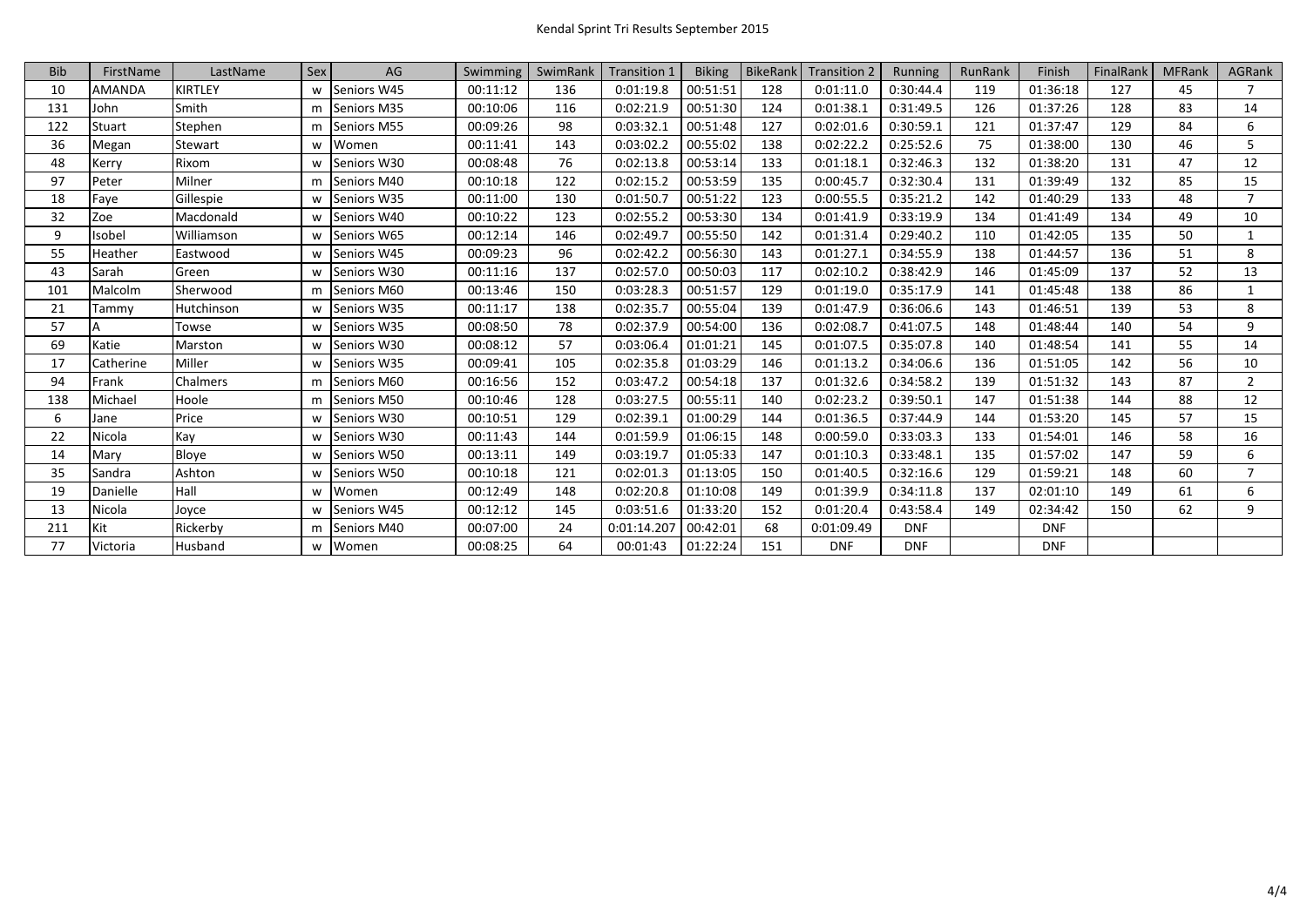Kendal Sprint Tri Results September 2015

| Bib | FirstName | LastName | Sex | AG | Swimming | SwimRank | Transition 1 | Biking | BikeRank | Transition 2 | Running | RunRank | Finish | FinalRank | MFRank | AGRank |
|---|---|---|---|---|---|---|---|---|---|---|---|---|---|---|---|---|
| 10 | AMANDA | KIRTLEY | w | Seniors W45 | 00:11:12 | 136 | 0:01:19.8 | 00:51:51 | 128 | 0:01:11.0 | 0:30:44.4 | 119 | 01:36:18 | 127 | 45 | 7 |
| 131 | John | Smith | m | Seniors M35 | 00:10:06 | 116 | 0:02:21.9 | 00:51:30 | 124 | 0:01:38.1 | 0:31:49.5 | 126 | 01:37:26 | 128 | 83 | 14 |
| 122 | Stuart | Stephen | m | Seniors M55 | 00:09:26 | 98 | 0:03:32.1 | 00:51:48 | 127 | 0:02:01.6 | 0:30:59.1 | 121 | 01:37:47 | 129 | 84 | 6 |
| 36 | Megan | Stewart | w | Women | 00:11:41 | 143 | 0:03:02.2 | 00:55:02 | 138 | 0:02:22.2 | 0:25:52.6 | 75 | 01:38:00 | 130 | 46 | 5 |
| 48 | Kerry | Rixom | w | Seniors W30 | 00:08:48 | 76 | 0:02:13.8 | 00:53:14 | 133 | 0:01:18.1 | 0:32:46.3 | 132 | 01:38:20 | 131 | 47 | 12 |
| 97 | Peter | Milner | m | Seniors M40 | 00:10:18 | 122 | 0:02:15.2 | 00:53:59 | 135 | 0:00:45.7 | 0:32:30.4 | 131 | 01:39:49 | 132 | 85 | 15 |
| 18 | Faye | Gillespie | w | Seniors W35 | 00:11:00 | 130 | 0:01:50.7 | 00:51:22 | 123 | 0:00:55.5 | 0:35:21.2 | 142 | 01:40:29 | 133 | 48 | 7 |
| 32 | Zoe | Macdonald | w | Seniors W40 | 00:10:22 | 123 | 0:02:55.2 | 00:53:30 | 134 | 0:01:41.9 | 0:33:19.9 | 134 | 01:41:49 | 134 | 49 | 10 |
| 9 | Isobel | Williamson | w | Seniors W65 | 00:12:14 | 146 | 0:02:49.7 | 00:55:50 | 142 | 0:01:31.4 | 0:29:40.2 | 110 | 01:42:05 | 135 | 50 | 1 |
| 55 | Heather | Eastwood | w | Seniors W45 | 00:09:23 | 96 | 0:02:42.2 | 00:56:30 | 143 | 0:01:27.1 | 0:34:55.9 | 138 | 01:44:57 | 136 | 51 | 8 |
| 43 | Sarah | Green | w | Seniors W30 | 00:11:16 | 137 | 0:02:57.0 | 00:50:03 | 117 | 0:02:10.2 | 0:38:42.9 | 146 | 01:45:09 | 137 | 52 | 13 |
| 101 | Malcolm | Sherwood | m | Seniors M60 | 00:13:46 | 150 | 0:03:28.3 | 00:51:57 | 129 | 0:01:19.0 | 0:35:17.9 | 141 | 01:45:48 | 138 | 86 | 1 |
| 21 | Tammy | Hutchinson | w | Seniors W35 | 00:11:17 | 138 | 0:02:35.7 | 00:55:04 | 139 | 0:01:47.9 | 0:36:06.6 | 143 | 01:46:51 | 139 | 53 | 8 |
| 57 | A | Towse | w | Seniors W35 | 00:08:50 | 78 | 0:02:37.9 | 00:54:00 | 136 | 0:02:08.7 | 0:41:07.5 | 148 | 01:48:44 | 140 | 54 | 9 |
| 69 | Katie | Marston | w | Seniors W30 | 00:08:12 | 57 | 0:03:06.4 | 01:01:21 | 145 | 0:01:07.5 | 0:35:07.8 | 140 | 01:48:54 | 141 | 55 | 14 |
| 17 | Catherine | Miller | w | Seniors W35 | 00:09:41 | 105 | 0:02:35.8 | 01:03:29 | 146 | 0:01:13.2 | 0:34:06.6 | 136 | 01:51:05 | 142 | 56 | 10 |
| 94 | Frank | Chalmers | m | Seniors M60 | 00:16:56 | 152 | 0:03:47.2 | 00:54:18 | 137 | 0:01:32.6 | 0:34:58.2 | 139 | 01:51:32 | 143 | 87 | 2 |
| 138 | Michael | Hoole | m | Seniors M50 | 00:10:46 | 128 | 0:03:27.5 | 00:55:11 | 140 | 0:02:23.2 | 0:39:50.1 | 147 | 01:51:38 | 144 | 88 | 12 |
| 6 | Jane | Price | w | Seniors W30 | 00:10:51 | 129 | 0:02:39.1 | 01:00:29 | 144 | 0:01:36.5 | 0:37:44.9 | 144 | 01:53:20 | 145 | 57 | 15 |
| 22 | Nicola | Kay | w | Seniors W30 | 00:11:43 | 144 | 0:01:59.9 | 01:06:15 | 148 | 0:00:59.0 | 0:33:03.3 | 133 | 01:54:01 | 146 | 58 | 16 |
| 14 | Mary | Bloye | w | Seniors W50 | 00:13:11 | 149 | 0:03:19.7 | 01:05:33 | 147 | 0:01:10.3 | 0:33:48.1 | 135 | 01:57:02 | 147 | 59 | 6 |
| 35 | Sandra | Ashton | w | Seniors W50 | 00:10:18 | 121 | 0:02:01.3 | 01:13:05 | 150 | 0:01:40.5 | 0:32:16.6 | 129 | 01:59:21 | 148 | 60 | 7 |
| 19 | Danielle | Hall | w | Women | 00:12:49 | 148 | 0:02:20.8 | 01:10:08 | 149 | 0:01:39.9 | 0:34:11.8 | 137 | 02:01:10 | 149 | 61 | 6 |
| 13 | Nicola | Joyce | w | Seniors W45 | 00:12:12 | 145 | 0:03:51.6 | 01:33:20 | 152 | 0:01:20.4 | 0:43:58.4 | 149 | 02:34:42 | 150 | 62 | 9 |
| 211 | Kit | Rickerby | m | Seniors M40 | 00:07:00 | 24 | 0:01:14.207 | 00:42:01 | 68 | 0:01:09.49 | DNF | | DNF | | | |
| 77 | Victoria | Husband | w | Women | 00:08:25 | 64 | 00:01:43 | 01:22:24 | 151 | DNF | DNF | | DNF | | | |